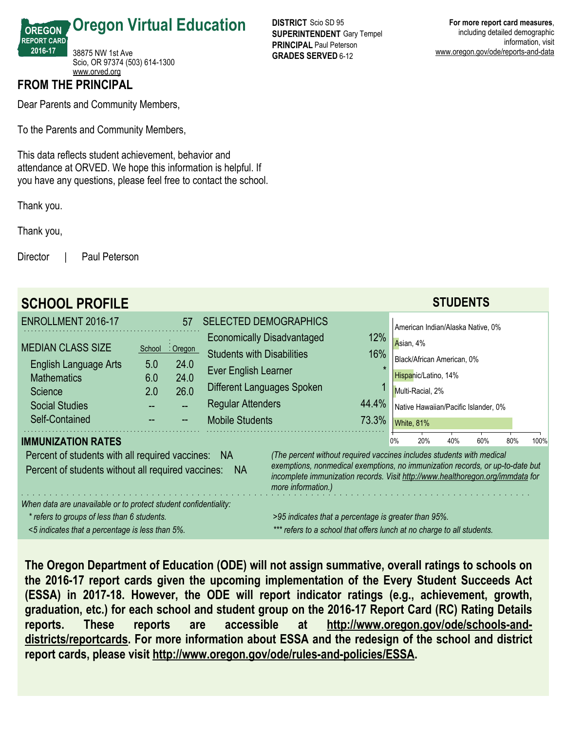# Oregon Virtual Education

OREGON REPORT CARD 2016-17

38875 NW 1st Ave
Scio, OR 97374 (503) 614-1300
www.orved.org

**DISTRICT** Scio SD 95
**SUPERINTENDENT** Gary Tempel
**PRINCIPAL** Paul Peterson
**GRADES SERVED** 6-12

**For more report card measures**, including detailed demographic information, visit www.oregon.gov/ode/reports-and-data

## FROM THE PRINCIPAL

Dear Parents and Community Members,

To the Parents and Community Members,

This data reflects student achievement, behavior and attendance at ORVED. We hope this information is helpful. If you have any questions, please feel free to contact the school.

Thank you.

Thank you,

Director | Paul Peterson

## SCHOOL PROFILE

**ENROLLMENT 2016-17** 57

| MEDIAN CLASS SIZE | School | Oregon |
|---|---|---|
| English Language Arts | 5.0 | 24.0 |
| Mathematics | 6.0 | 24.0 |
| Science | 2.0 | 26.0 |
| Social Studies | -- | -- |
| Self-Contained | -- | -- |

| SELECTED DEMOGRAPHICS | |
|---|---|
| Economically Disadvantaged | 12% |
| Students with Disabilities | 16% |
| Ever English Learner | * |
| Different Languages Spoken | 1 |
| Regular Attenders | 44.4% |
| Mobile Students | 73.3% |

### STUDENTS

| Race/Ethnicity | Percent |
|---|---|
| American Indian/Alaska Native | 0% |
| Asian | 4% |
| Black/African American | 0% |
| Hispanic/Latino | 14% |
| Multi-Racial | 2% |
| Native Hawaiian/Pacific Islander | 0% |
| White | 81% |

### IMMUNIZATION RATES

Percent of students with all required vaccines: NA

Percent of students without all required vaccines: NA

*(The percent without required vaccines includes students with medical exemptions, nonmedical exemptions, no immunization records, or up-to-date but incomplete immunization records. Visit http://www.healthoregon.org/immdata for more information.)*

*When data are unavailable or to protect student confidentiality:*

*\* refers to groups of less than 6 students.*

*<5 indicates that a percentage is less than 5%.*

*>95 indicates that a percentage is greater than 95%.*

*\*\*\* refers to a school that offers lunch at no charge to all students.*

**The Oregon Department of Education (ODE) will not assign summative, overall ratings to schools on the 2016-17 report cards given the upcoming implementation of the Every Student Succeeds Act (ESSA) in 2017-18. However, the ODE will report indicator ratings (e.g., achievement, growth, graduation, etc.) for each school and student group on the 2016-17 Report Card (RC) Rating Details reports. These reports are accessible at http://www.oregon.gov/ode/schools-and-districts/reportcards. For more information about ESSA and the redesign of the school and district report cards, please visit http://www.oregon.gov/ode/rules-and-policies/ESSA.**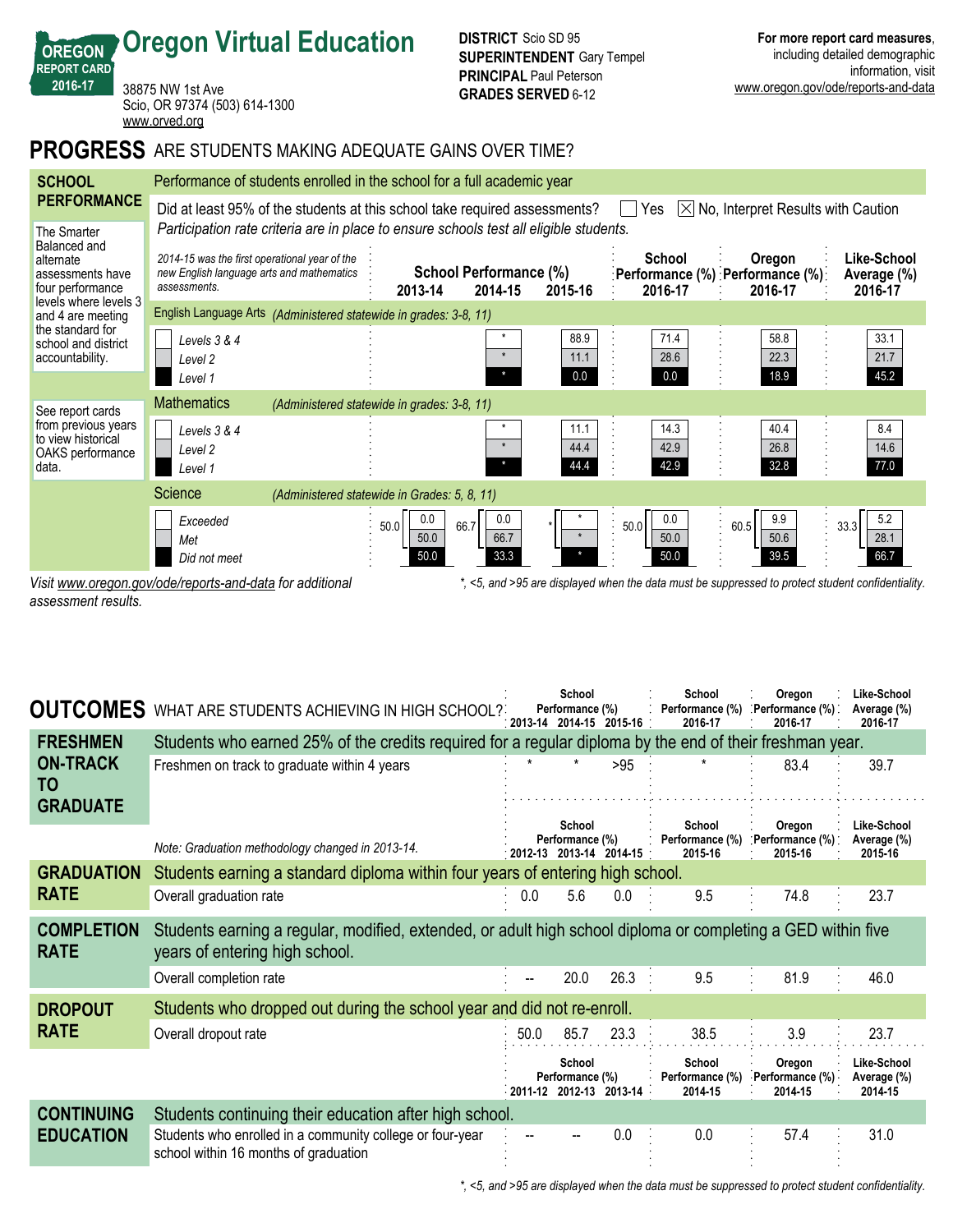# Oregon Virtual Education

OREGON REPORT CARD 2016-17

38875 NW 1st Ave
Scio, OR 97374 (503) 614-1300
www.orved.org

**DISTRICT** Scio SD 95
**SUPERINTENDENT** Gary Tempel
**PRINCIPAL** Paul Peterson
**GRADES SERVED** 6-12

**For more report card measures**, including detailed demographic information, visit www.oregon.gov/ode/reports-and-data

## PROGRESS ARE STUDENTS MAKING ADEQUATE GAINS OVER TIME?

### SCHOOL PERFORMANCE

Performance of students enrolled in the school for a full academic year

Did at least 95% of the students at this school take required assessments? ☐ Yes ☒ No, Interpret Results with Caution

*Participation rate criteria are in place to ensure schools test all eligible students.*

The Smarter Balanced and alternate assessments have four performance levels where levels 3 and 4 are meeting the standard for school and district accountability.

See report cards from previous years to view historical OAKS performance data.

*2014-15 was the first operational year of the new English language arts and mathematics assessments.*

| | School Performance (%) 2013-14 | School Performance (%) 2014-15 | School Performance (%) 2015-16 | School Performance (%) 2016-17 | Oregon Performance (%) 2016-17 | Like-School Average (%) 2016-17 |
|---|---|---|---|---|---|---|
| **English Language Arts** *(Administered statewide in grades: 3-8, 11)* | | | | | | |
| *Levels 3 & 4* | | * | 88.9 | 71.4 | 58.8 | 33.1 |
| *Level 2* | | * | 11.1 | 28.6 | 22.3 | 21.7 |
| *Level 1* | | * | 0.0 | 0.0 | 18.9 | 45.2 |
| **Mathematics** *(Administered statewide in grades: 3-8, 11)* | | | | | | |
| *Levels 3 & 4* | | * | 11.1 | 14.3 | 40.4 | 8.4 |
| *Level 2* | | * | 44.4 | 42.9 | 26.8 | 14.6 |
| *Level 1* | | * | 44.4 | 42.9 | 32.8 | 77.0 |
| **Science** *(Administered statewide in Grades: 5, 8, 11)* | | | | | | |
| *Exceeded + Met* | 50.0 | 66.7 | * | 50.0 | 60.5 | 33.3 |
| *Exceeded* | 0.0 | 0.0 | * | 0.0 | 9.9 | 5.2 |
| *Met* | 50.0 | 66.7 | * | 50.0 | 50.6 | 28.1 |
| *Did not meet* | 50.0 | 33.3 | * | 50.0 | 39.5 | 66.7 |

*Visit www.oregon.gov/ode/reports-and-data for additional assessment results.*

*\*, <5, and >95 are displayed when the data must be suppressed to protect student confidentiality.*

## OUTCOMES WHAT ARE STUDENTS ACHIEVING IN HIGH SCHOOL?

| | School Performance (%) 2013-14 | School Performance (%) 2014-15 | School Performance (%) 2015-16 | School Performance (%) 2016-17 | Oregon Performance (%) 2016-17 | Like-School Average (%) 2016-17 |
|---|---|---|---|---|---|---|
| **FRESHMEN ON-TRACK TO GRADUATE** — Students who earned 25% of the credits required for a regular diploma by the end of their freshman year. | | | | | | |
| Freshmen on track to graduate within 4 years | * | * | >95 | * | 83.4 | 39.7 |

*Note: Graduation methodology changed in 2013-14.*

| | School Performance (%) 2012-13 | School Performance (%) 2013-14 | School Performance (%) 2014-15 | School Performance (%) 2015-16 | Oregon Performance (%) 2015-16 | Like-School Average (%) 2015-16 |
|---|---|---|---|---|---|---|
| **GRADUATION RATE** — Students earning a standard diploma within four years of entering high school. | | | | | | |
| Overall graduation rate | 0.0 | 5.6 | 0.0 | 9.5 | 74.8 | 23.7 |
| **COMPLETION RATE** — Students earning a regular, modified, extended, or adult high school diploma or completing a GED within five years of entering high school. | | | | | | |
| Overall completion rate | -- | 20.0 | 26.3 | 9.5 | 81.9 | 46.0 |
| **DROPOUT RATE** — Students who dropped out during the school year and did not re-enroll. | | | | | | |
| Overall dropout rate | 50.0 | 85.7 | 23.3 | 38.5 | 3.9 | 23.7 |

| | School Performance (%) 2011-12 | School Performance (%) 2012-13 | School Performance (%) 2013-14 | School Performance (%) 2014-15 | Oregon Performance (%) 2014-15 | Like-School Average (%) 2014-15 |
|---|---|---|---|---|---|---|
| **CONTINUING EDUCATION** — Students continuing their education after high school. | | | | | | |
| Students who enrolled in a community college or four-year school within 16 months of graduation | -- | -- | 0.0 | 0.0 | 57.4 | 31.0 |

*\*, <5, and >95 are displayed when the data must be suppressed to protect student confidentiality.*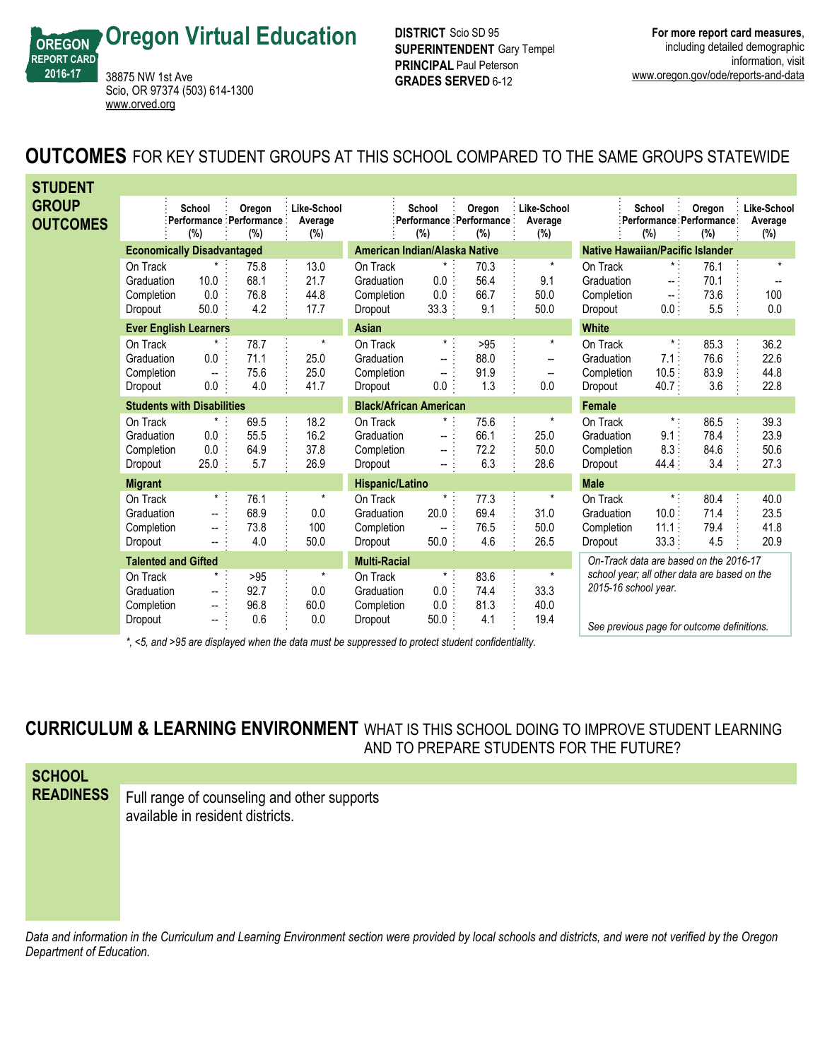# Oregon Virtual Education

OREGON REPORT CARD 2016-17

38875 NW 1st Ave
Scio, OR 97374 (503) 614-1300
www.orved.org

**DISTRICT** Scio SD 95
**SUPERINTENDENT** Gary Tempel
**PRINCIPAL** Paul Peterson
**GRADES SERVED** 6-12

**For more report card measures**, including detailed demographic information, visit www.oregon.gov/ode/reports-and-data

## OUTCOMES FOR KEY STUDENT GROUPS AT THIS SCHOOL COMPARED TO THE SAME GROUPS STATEWIDE

### STUDENT GROUP OUTCOMES

| | School Performance (%) | Oregon Performance (%) | Like-School Average (%) |
|---|---|---|---|
| **Economically Disadvantaged** | | | |
| On Track | * | 75.8 | 13.0 |
| Graduation | 10.0 | 68.1 | 21.7 |
| Completion | 0.0 | 76.8 | 44.8 |
| Dropout | 50.0 | 4.2 | 17.7 |
| **Ever English Learners** | | | |
| On Track | * | 78.7 | * |
| Graduation | 0.0 | 71.1 | 25.0 |
| Completion | -- | 75.6 | 25.0 |
| Dropout | 0.0 | 4.0 | 41.7 |
| **Students with Disabilities** | | | |
| On Track | * | 69.5 | 18.2 |
| Graduation | 0.0 | 55.5 | 16.2 |
| Completion | 0.0 | 64.9 | 37.8 |
| Dropout | 25.0 | 5.7 | 26.9 |
| **Migrant** | | | |
| On Track | * | 76.1 | * |
| Graduation | -- | 68.9 | 0.0 |
| Completion | -- | 73.8 | 100 |
| Dropout | -- | 4.0 | 50.0 |
| **Talented and Gifted** | | | |
| On Track | * | >95 | * |
| Graduation | -- | 92.7 | 0.0 |
| Completion | -- | 96.8 | 60.0 |
| Dropout | -- | 0.6 | 0.0 |

| | School Performance (%) | Oregon Performance (%) | Like-School Average (%) |
|---|---|---|---|
| **American Indian/Alaska Native** | | | |
| On Track | * | 70.3 | * |
| Graduation | 0.0 | 56.4 | 9.1 |
| Completion | 0.0 | 66.7 | 50.0 |
| Dropout | 33.3 | 9.1 | 50.0 |
| **Asian** | | | |
| On Track | * | >95 | * |
| Graduation | -- | 88.0 | -- |
| Completion | -- | 91.9 | -- |
| Dropout | 0.0 | 1.3 | 0.0 |
| **Black/African American** | | | |
| On Track | * | 75.6 | * |
| Graduation | -- | 66.1 | 25.0 |
| Completion | -- | 72.2 | 50.0 |
| Dropout | -- | 6.3 | 28.6 |
| **Hispanic/Latino** | | | |
| On Track | * | 77.3 | * |
| Graduation | 20.0 | 69.4 | 31.0 |
| Completion | -- | 76.5 | 50.0 |
| Dropout | 50.0 | 4.6 | 26.5 |
| **Multi-Racial** | | | |
| On Track | * | 83.6 | * |
| Graduation | 0.0 | 74.4 | 33.3 |
| Completion | 0.0 | 81.3 | 40.0 |
| Dropout | 50.0 | 4.1 | 19.4 |

| | School Performance (%) | Oregon Performance (%) | Like-School Average (%) |
|---|---|---|---|
| **Native Hawaiian/Pacific Islander** | | | |
| On Track | * | 76.1 | * |
| Graduation | -- | 70.1 | -- |
| Completion | -- | 73.6 | 100 |
| Dropout | 0.0 | 5.5 | 0.0 |
| **White** | | | |
| On Track | * | 85.3 | 36.2 |
| Graduation | 7.1 | 76.6 | 22.6 |
| Completion | 10.5 | 83.9 | 44.8 |
| Dropout | 40.7 | 3.6 | 22.8 |
| **Female** | | | |
| On Track | * | 86.5 | 39.3 |
| Graduation | 9.1 | 78.4 | 23.9 |
| Completion | 8.3 | 84.6 | 50.6 |
| Dropout | 44.4 | 3.4 | 27.3 |
| **Male** | | | |
| On Track | * | 80.4 | 40.0 |
| Graduation | 10.0 | 71.4 | 23.5 |
| Completion | 11.1 | 79.4 | 41.8 |
| Dropout | 33.3 | 4.5 | 20.9 |

*On-Track data are based on the 2016-17 school year; all other data are based on the 2015-16 school year.*

*See previous page for outcome definitions.*

*\*, <5, and >95 are displayed when the data must be suppressed to protect student confidentiality.*

## CURRICULUM & LEARNING ENVIRONMENT WHAT IS THIS SCHOOL DOING TO IMPROVE STUDENT LEARNING AND TO PREPARE STUDENTS FOR THE FUTURE?

### SCHOOL READINESS

Full range of counseling and other supports available in resident districts.

*Data and information in the Curriculum and Learning Environment section were provided by local schools and districts, and were not verified by the Oregon Department of Education.*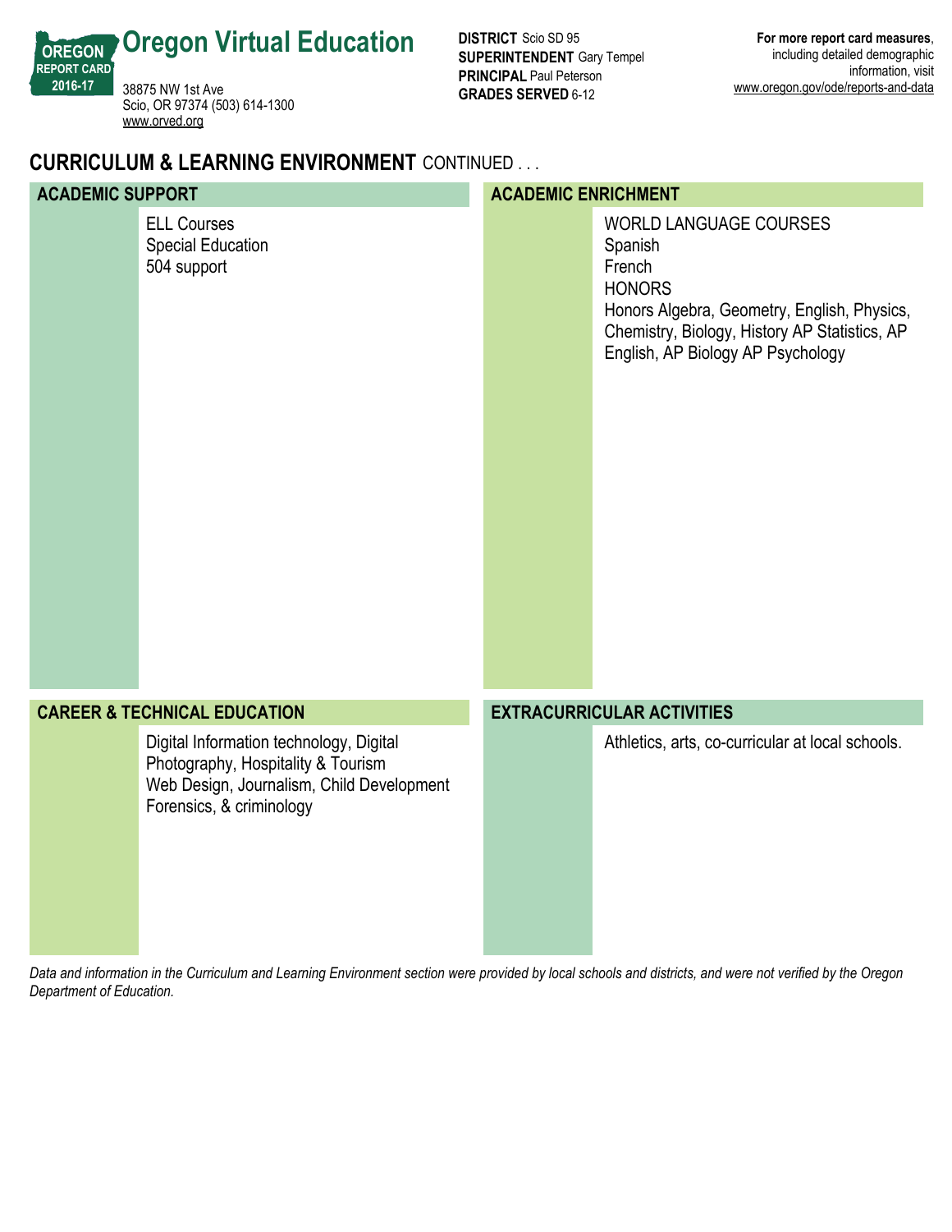OREGON REPORT CARD 2016-17

# Oregon Virtual Education

38875 NW 1st Ave
Scio, OR 97374 (503) 614-1300
www.orved.org

**DISTRICT** Scio SD 95
**SUPERINTENDENT** Gary Tempel
**PRINCIPAL** Paul Peterson
**GRADES SERVED** 6-12

**For more report card measures**, including detailed demographic information, visit www.oregon.gov/ode/reports-and-data

## CURRICULUM & LEARNING ENVIRONMENT CONTINUED . . .

### ACADEMIC SUPPORT

ELL Courses
Special Education
504 support

### ACADEMIC ENRICHMENT

WORLD LANGUAGE COURSES
Spanish
French
HONORS
Honors Algebra, Geometry, English, Physics, Chemistry, Biology, History AP Statistics, AP English, AP Biology AP Psychology

### CAREER & TECHNICAL EDUCATION

Digital Information technology, Digital Photography, Hospitality & Tourism
Web Design, Journalism, Child Development
Forensics, & criminology

### EXTRACURRICULAR ACTIVITIES

Athletics, arts, co-curricular at local schools.

*Data and information in the Curriculum and Learning Environment section were provided by local schools and districts, and were not verified by the Oregon Department of Education.*